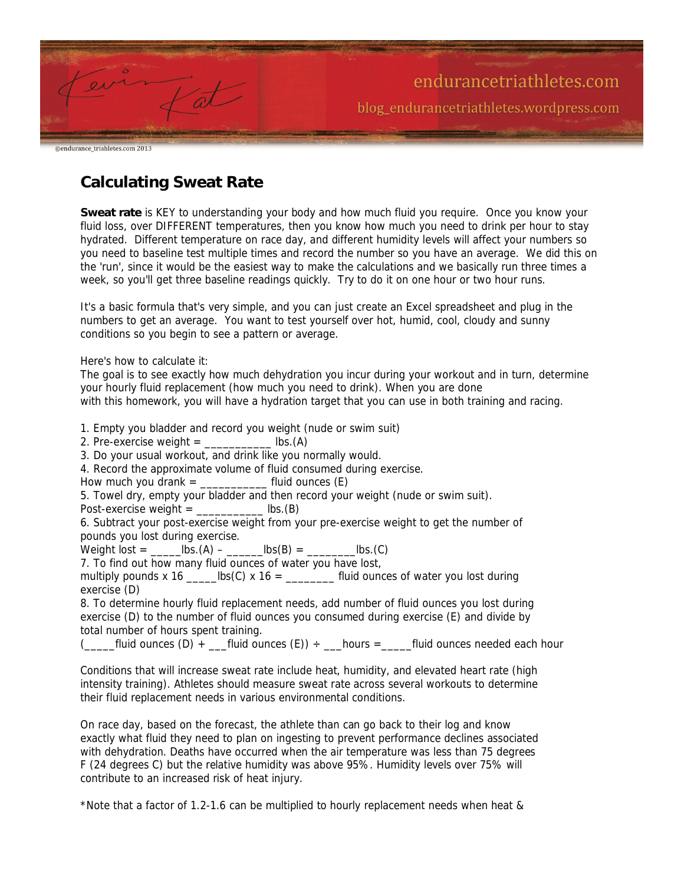# Calculating Sweat Rate

**Sweat rate** is KEY to understanding your body and how much fluid you require. Once you know your fluid loss, over DIFFERENT temperatures, then you know how much you need to drink per hour to stay hydrated. Different temperature on race day, and different humidity levels will affect your numbers so you need to baseline test multiple times and record the number so you have an average. We did this on the 'run', since it would be the easiest way to make the calculations and we basically run three times a week, so you'll get three baseline readings quickly. Try to do it on one hour or two hour runs.

It's a basic formula that's very simple, and you can just create an Excel spreadsheet and plug in the numbers to get an average. You want to test yourself over hot, humid, cool, cloudy and sunny conditions so you begin to see a pattern or average.

Here's how to calculate it:
The goal is to see exactly how much dehydration you incur during your workout and in turn, determine your hourly fluid replacement (how much you need to drink). When you are done with this homework, you will have a hydration target that you can use in both training and racing.

1. Empty you bladder and record you weight (nude or swim suit)
2. Pre-exercise weight = ___________ lbs.(A)
3. Do your usual workout, and drink like you normally would.
4. Record the approximate volume of fluid consumed during exercise.
How much you drank = ___________ fluid ounces (E)
5. Towel dry, empty your bladder and then record your weight (nude or swim suit).
Post-exercise weight = ___________ lbs.(B)
6. Subtract your post-exercise weight from your pre-exercise weight to get the number of pounds you lost during exercise.
Weight lost = _____lbs.(A) – ______lbs(B) = ________lbs.(C)
7. To find out how many fluid ounces of water you have lost,
multiply pounds x 16 _____lbs(C) x 16 = ________ fluid ounces of water you lost during exercise (D)
8. To determine hourly fluid replacement needs, add number of fluid ounces you lost during exercise (D) to the number of fluid ounces you consumed during exercise (E) and divide by total number of hours spent training.
(_____fluid ounces (D) + ___fluid ounces (E)) ÷ ___hours =_____fluid ounces needed each hour

Conditions that will increase sweat rate include heat, humidity, and elevated heart rate (high intensity training). Athletes should measure sweat rate across several workouts to determine their fluid replacement needs in various environmental conditions.

On race day, based on the forecast, the athlete than can go back to their log and know exactly what fluid they need to plan on ingesting to prevent performance declines associated with dehydration. Deaths have occurred when the air temperature was less than 75 degrees F (24 degrees C) but the relative humidity was above 95%. Humidity levels over 75% will contribute to an increased risk of heat injury.

*Note that a factor of 1.2-1.6 can be multiplied to hourly replacement needs when heat &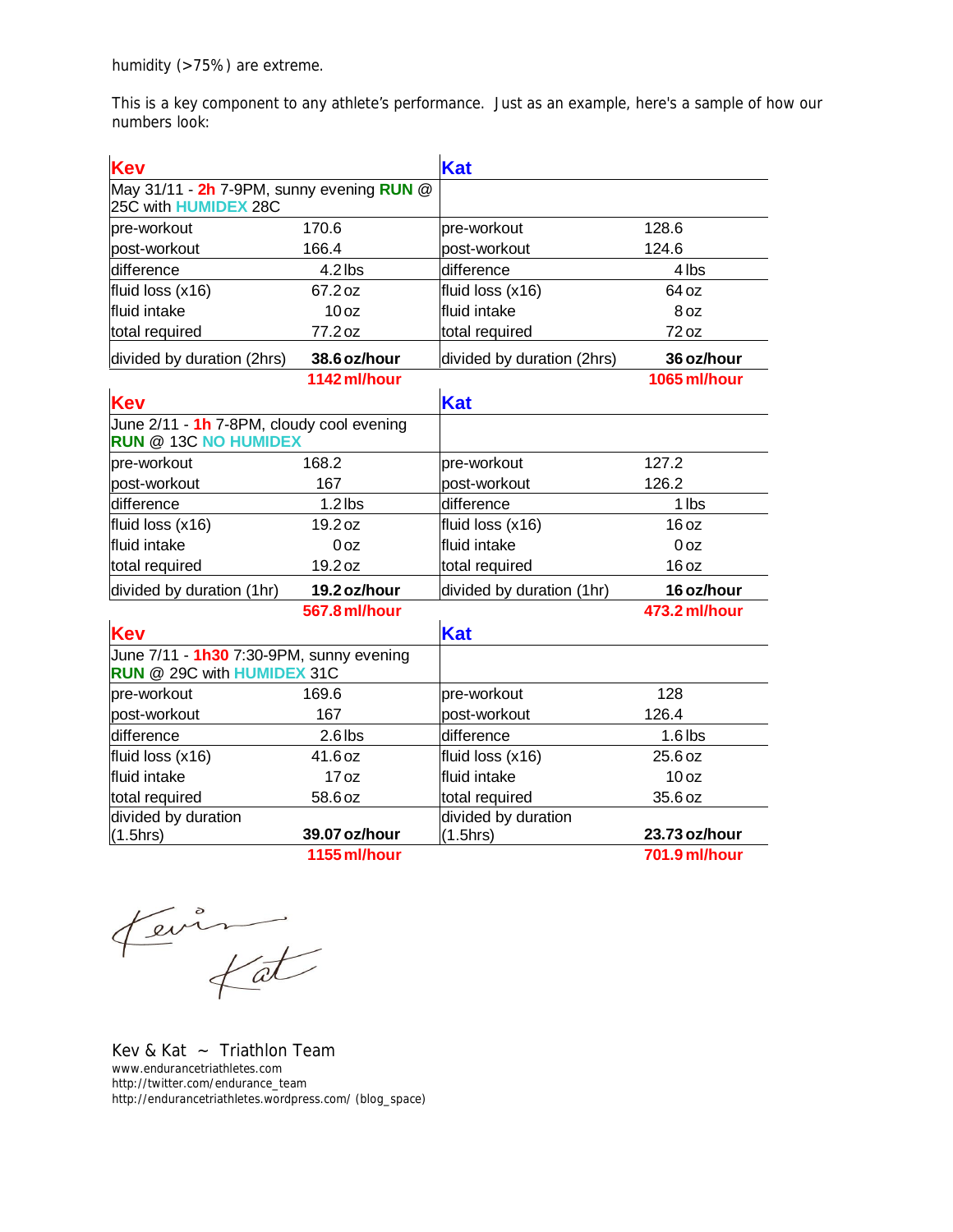humidity (>75%) are extreme.

This is a key component to any athlete’s performance. Just as an example, here's a sample of how our numbers look:

| **Kev** | | **Kat** | |
|---|---|---|---|
| May 31/11 - **2h** 7-9PM, sunny evening **RUN** @ 25C with **HUMIDEX** 28C | | | |
| pre-workout | 170.6 | pre-workout | 128.6 |
| post-workout | 166.4 | post-workout | 124.6 |
| difference | 4.2 lbs | difference | 4 lbs |
| fluid loss (x16) | 67.2 oz | fluid loss (x16) | 64 oz |
| fluid intake | 10 oz | fluid intake | 8 oz |
| total required | 77.2 oz | total required | 72 oz |
| divided by duration (2hrs) | **38.6 oz/hour** | divided by duration (2hrs) | **36 oz/hour** |
| | **1142 ml/hour** | | **1065 ml/hour** |

| **Kev** | | **Kat** | |
|---|---|---|---|
| June 2/11 - **1h** 7-8PM, cloudy cool evening **RUN** @ 13C **NO HUMIDEX** | | | |
| pre-workout | 168.2 | pre-workout | 127.2 |
| post-workout | 167 | post-workout | 126.2 |
| difference | 1.2 lbs | difference | 1 lbs |
| fluid loss (x16) | 19.2 oz | fluid loss (x16) | 16 oz |
| fluid intake | 0 oz | fluid intake | 0 oz |
| total required | 19.2 oz | total required | 16 oz |
| divided by duration (1hr) | **19.2 oz/hour** | divided by duration (1hr) | **16 oz/hour** |
| | **567.8 ml/hour** | | **473.2 ml/hour** |

| **Kev** | | **Kat** | |
|---|---|---|---|
| June 7/11 - **1h30** 7:30-9PM, sunny evening **RUN** @ 29C with **HUMIDEX** 31C | | | |
| pre-workout | 169.6 | pre-workout | 128 |
| post-workout | 167 | post-workout | 126.4 |
| difference | 2.6 lbs | difference | 1.6 lbs |
| fluid loss (x16) | 41.6 oz | fluid loss (x16) | 25.6 oz |
| fluid intake | 17 oz | fluid intake | 10 oz |
| total required | 58.6 oz | total required | 35.6 oz |
| divided by duration (1.5hrs) | **39.07 oz/hour** | divided by duration (1.5hrs) | **23.73 oz/hour** |
| | **1155 ml/hour** | | **701.9 ml/hour** |

Kevin
Kat

Kev & Kat ~ Triathlon Team
www.endurancetriathletes.com
http://twitter.com/endurance_team
http://endurancetriathletes.wordpress.com/ (blog_space)